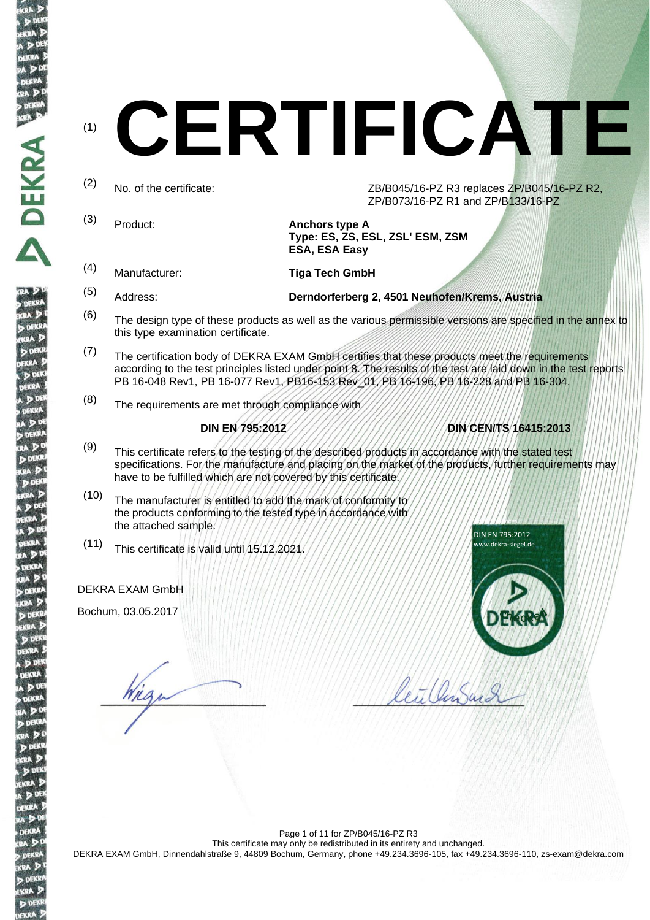# (1) CERTIFICATE

(2) No. of the certificate: ZB/B045/16-PZ R3 replaces ZP/B045/16-PZ R2, ZP/B073/16-PZ R1 and ZP/B133/16-PZ

(3) Product: **Anchors type A**
**Type: ES, ZS, ESL, ZSL' ESM, ZSM**
**ESA, ESA Easy**

(4) Manufacturer: **Tiga Tech GmbH**

(5) Address: **Derndorferberg 2, 4501 Neuhofen/Krems, Austria**

(6) The design type of these products as well as the various permissible versions are specified in the annex to this type examination certificate.

(7) The certification body of DEKRA EXAM GmbH certifies that these products meet the requirements according to the test principles listed under point 8. The results of the test are laid down in the test reports PB 16-048 Rev1, PB 16-077 Rev1, PB16-153 Rev_01, PB 16-196, PB 16-228 and PB 16-304.

(8) The requirements are met through compliance with

**DIN EN 795:2012** **DIN CEN/TS 16415:2013**

(9) This certificate refers to the testing of the described products in accordance with the stated test specifications. For the manufacture and placing on the market of the products, further requirements may have to be fulfilled which are not covered by this certificate.

(10) The manufacturer is entitled to add the mark of conformity to the products conforming to the tested type in accordance with the attached sample.

DIN EN 795:2012
www.dekra-siegel.de

(11) This certificate is valid until 15.12.2021.

DEKRA EXAM GmbH

Bochum, 03.05.2017

This certificate may only be redistributed in its entirety and unchanged.

DEKRA EXAM GmbH, Dinnendahlstraße 9, 44809 Bochum, Germany, phone +49.234.3696-105, fax +49.234.3696-110, zs-exam@dekra.com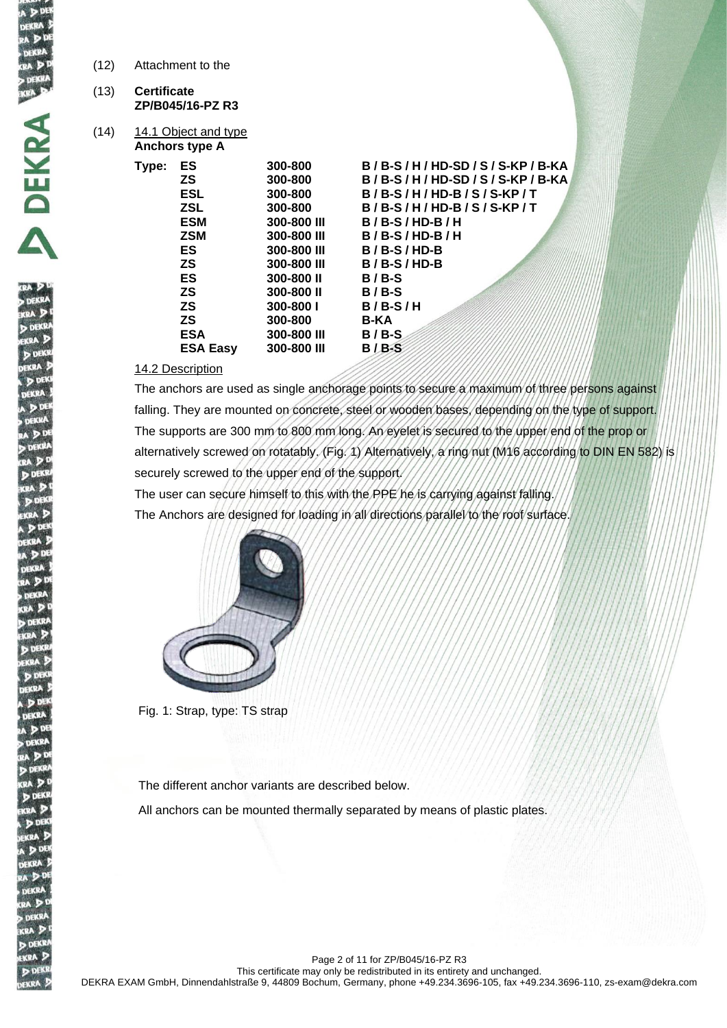(12) Attachment to the

(13) **Certificate**
**ZP/B045/16-PZ R3**

(14) 14.1 Object and type

**Anchors type A**

| Type: | | | |
|---|---|---|---|
| | **ES** | **300-800** | **B / B-S / H / HD-SD / S / S-KP / B-KA** |
| | **ZS** | **300-800** | **B / B-S / H / HD-SD / S / S-KP / B-KA** |
| | **ESL** | **300-800** | **B / B-S / H / HD-B / S / S-KP / T** |
| | **ZSL** | **300-800** | **B / B-S / H / HD-B / S / S-KP / T** |
| | **ESM** | **300-800 III** | **B / B-S / HD-B / H** |
| | **ZSM** | **300-800 III** | **B / B-S / HD-B / H** |
| | **ES** | **300-800 III** | **B / B-S / HD-B** |
| | **ZS** | **300-800 III** | **B / B-S / HD-B** |
| | **ES** | **300-800 II** | **B / B-S** |
| | **ZS** | **300-800 II** | **B / B-S** |
| | **ZS** | **300-800 I** | **B / B-S / H** |
| | **ZS** | **300-800** | **B-KA** |
| | **ESA** | **300-800 III** | **B / B-S** |
| | **ESA Easy** | **300-800 III** | **B / B-S** |

14.2 Description

The anchors are used as single anchorage points to secure a maximum of three persons against falling. They are mounted on concrete, steel or wooden bases, depending on the type of support. The supports are 300 mm to 800 mm long. An eyelet is secured to the upper end of the prop or alternatively screwed on rotatably. (Fig. 1) Alternatively, a ring nut (M16 according to DIN EN 582) is securely screwed to the upper end of the support.

The user can secure himself to this with the PPE he is carrying against falling.

The Anchors are designed for loading in all directions parallel to the roof surface.

Fig. 1: Strap, type: TS strap

The different anchor variants are described below.

All anchors can be mounted thermally separated by means of plastic plates.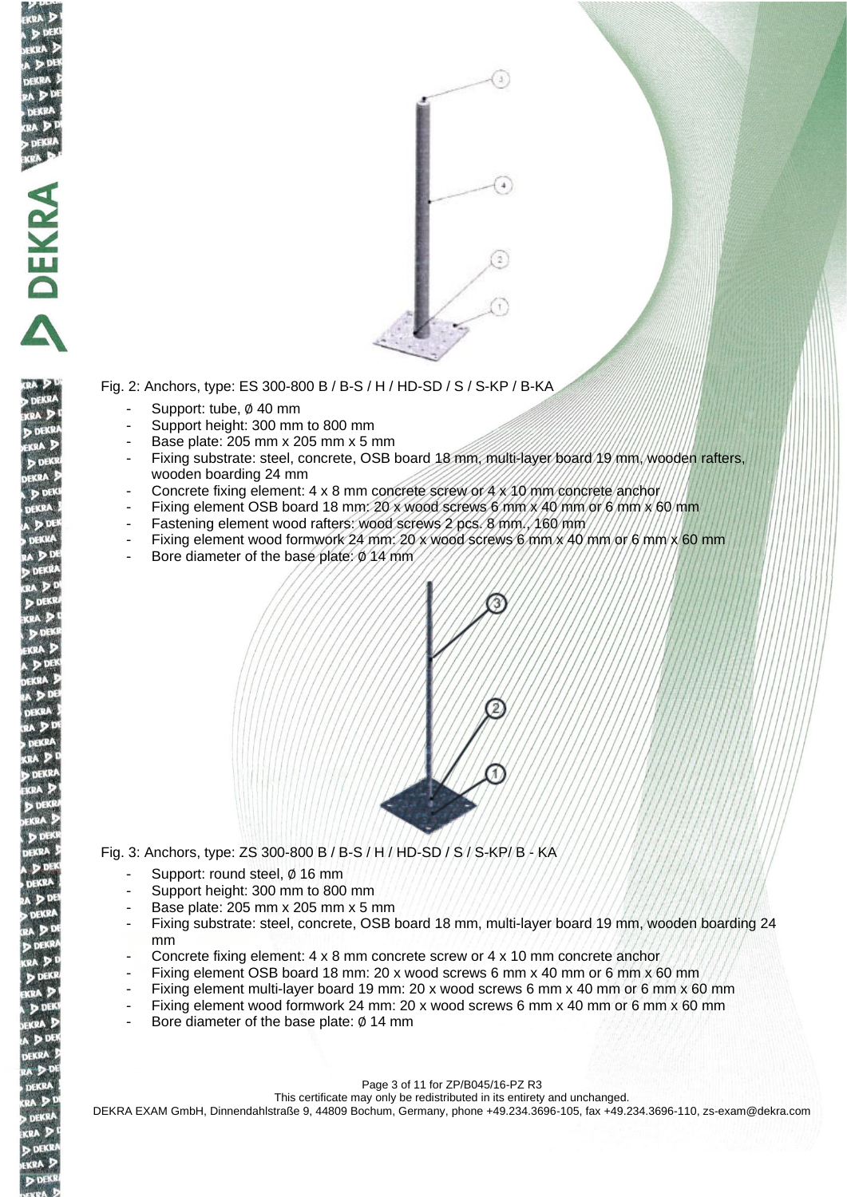Fig. 2: Anchors, type: ES 300-800 B / B-S / H / HD-SD / S / S-KP / B-KA

- Support: tube, ø 40 mm
- Support height: 300 mm to 800 mm
- Base plate: 205 mm x 205 mm x 5 mm
- Fixing substrate: steel, concrete, OSB board 18 mm, multi-layer board 19 mm, wooden rafters, wooden boarding 24 mm
- Concrete fixing element: 4 x 8 mm concrete screw or 4 x 10 mm concrete anchor
- Fixing element OSB board 18 mm: 20 x wood screws 6 mm x 40 mm or 6 mm x 60 mm
- Fastening element wood rafters: wood screws 2 pcs. 8 mm., 160 mm
- Fixing element wood formwork 24 mm: 20 x wood screws 6 mm x 40 mm or 6 mm x 60 mm
- Bore diameter of the base plate: ø 14 mm

Fig. 3: Anchors, type: ZS 300-800 B / B-S / H / HD-SD / S / S-KP/ B - KA

- Support: round steel, ø 16 mm
- Support height: 300 mm to 800 mm
- Base plate: 205 mm x 205 mm x 5 mm
- Fixing substrate: steel, concrete, OSB board 18 mm, multi-layer board 19 mm, wooden boarding 24 mm
- Concrete fixing element: 4 x 8 mm concrete screw or 4 x 10 mm concrete anchor
- Fixing element OSB board 18 mm: 20 x wood screws 6 mm x 40 mm or 6 mm x 60 mm
- Fixing element multi-layer board 19 mm: 20 x wood screws 6 mm x 40 mm or 6 mm x 60 mm
- Fixing element wood formwork 24 mm: 20 x wood screws 6 mm x 40 mm or 6 mm x 60 mm
- Bore diameter of the base plate: ø 14 mm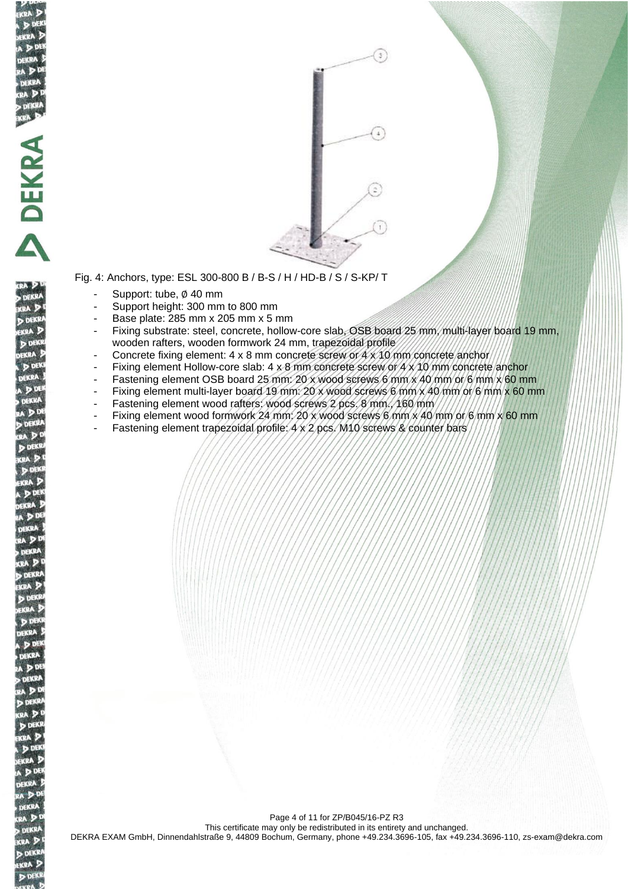Fig. 4: Anchors, type: ESL 300-800 B / B-S / H / HD-B / S / S-KP/ T

- Support: tube, ø 40 mm
- Support height: 300 mm to 800 mm
- Base plate: 285 mm x 205 mm x 5 mm
- Fixing substrate: steel, concrete, hollow-core slab, OSB board 25 mm, multi-layer board 19 mm, wooden rafters, wooden formwork 24 mm, trapezoidal profile
- Concrete fixing element: 4 x 8 mm concrete screw or 4 x 10 mm concrete anchor
- Fixing element Hollow-core slab: 4 x 8 mm concrete screw or 4 x 10 mm concrete anchor
- Fastening element OSB board 25 mm: 20 x wood screws 6 mm x 40 mm or 6 mm x 60 mm
- Fixing element multi-layer board 19 mm: 20 x wood screws 6 mm x 40 mm or 6 mm x 60 mm
- Fastening element wood rafters: wood screws 2 pcs. 8 mm., 160 mm
- Fixing element wood formwork 24 mm: 20 x wood screws 6 mm x 40 mm or 6 mm x 60 mm
- Fastening element trapezoidal profile: 4 x 2 pcs. M10 screws & counter bars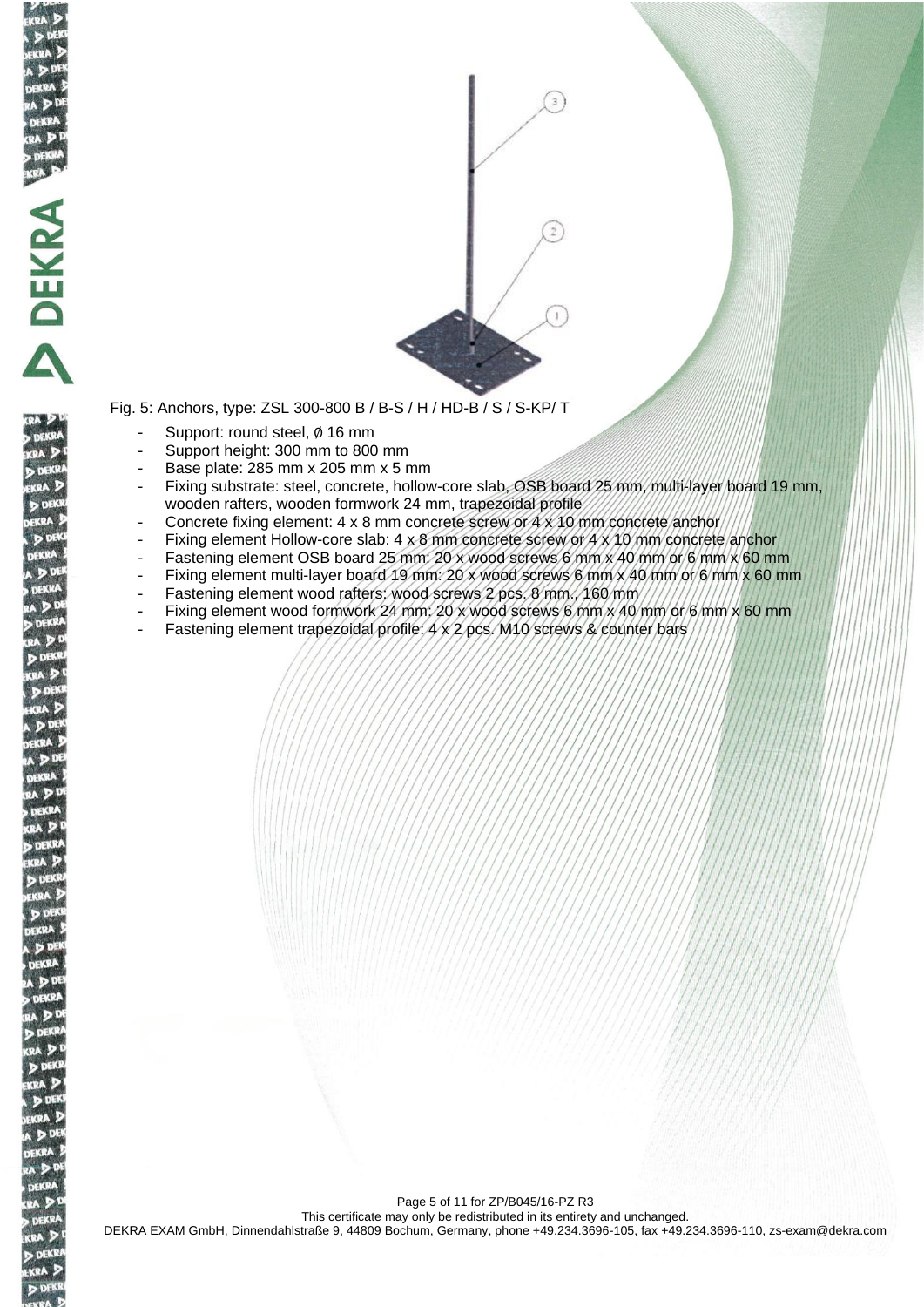Fig. 5: Anchors, type: ZSL 300-800 B / B-S / H / HD-B / S / S-KP/ T

- Support: round steel, ø 16 mm
- Support height: 300 mm to 800 mm
- Base plate: 285 mm x 205 mm x 5 mm
- Fixing substrate: steel, concrete, hollow-core slab, OSB board 25 mm, multi-layer board 19 mm, wooden rafters, wooden formwork 24 mm, trapezoidal profile
- Concrete fixing element: 4 x 8 mm concrete screw or 4 x 10 mm concrete anchor
- Fixing element Hollow-core slab: 4 x 8 mm concrete screw or 4 x 10 mm concrete anchor
- Fastening element OSB board 25 mm: 20 x wood screws 6 mm x 40 mm or 6 mm x 60 mm
- Fixing element multi-layer board 19 mm: 20 x wood screws 6 mm x 40 mm or 6 mm x 60 mm
- Fastening element wood rafters: wood screws 2 pcs. 8 mm., 160 mm
- Fixing element wood formwork 24 mm: 20 x wood screws 6 mm x 40 mm or 6 mm x 60 mm
- Fastening element trapezoidal profile: 4 x 2 pcs. M10 screws & counter bars

This certificate may only be redistributed in its entirety and unchanged.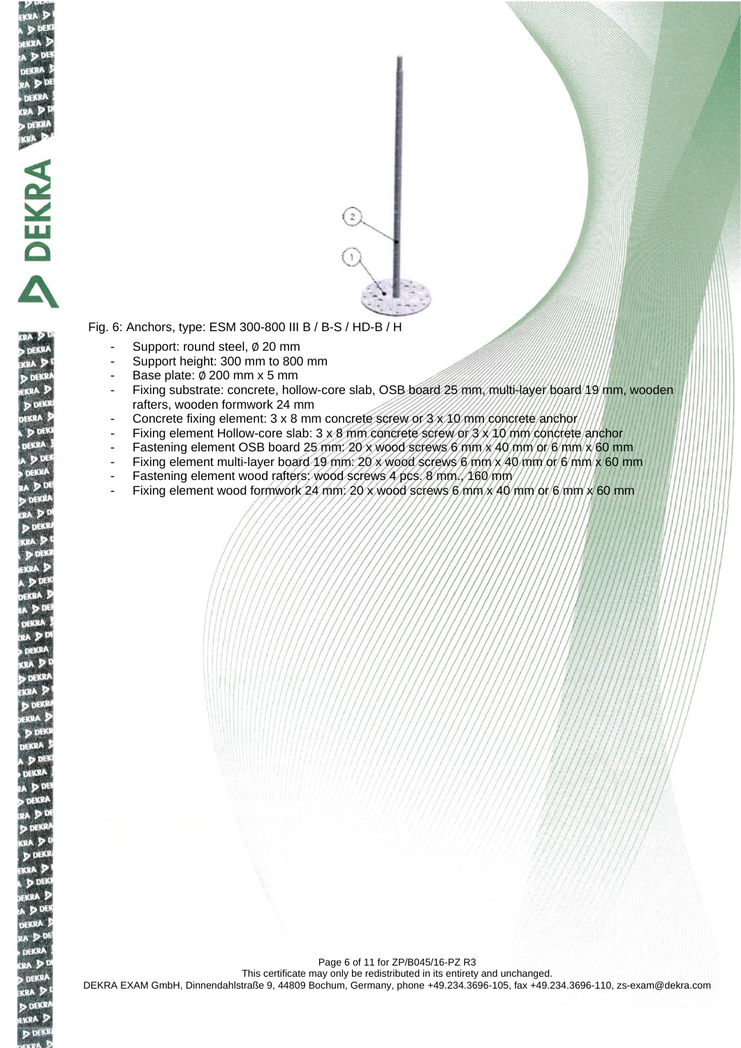Fig. 6: Anchors, type: ESM 300-800 III B / B-S / HD-B / H

- Support: round steel, ø 20 mm
- Support height: 300 mm to 800 mm
- Base plate: ø 200 mm x 5 mm
- Fixing substrate: concrete, hollow-core slab, OSB board 25 mm, multi-layer board 19 mm, wooden rafters, wooden formwork 24 mm
- Concrete fixing element: 3 x 8 mm concrete screw or 3 x 10 mm concrete anchor
- Fixing element Hollow-core slab: 3 x 8 mm concrete screw or 3 x 10 mm concrete anchor
- Fastening element OSB board 25 mm: 20 x wood screws 6 mm x 40 mm or 6 mm x 60 mm
- Fixing element multi-layer board 19 mm: 20 x wood screws 6 mm x 40 mm or 6 mm x 60 mm
- Fastening element wood rafters: wood screws 4 pcs. 8 mm., 160 mm
- Fixing element wood formwork 24 mm: 20 x wood screws 6 mm x 40 mm or 6 mm x 60 mm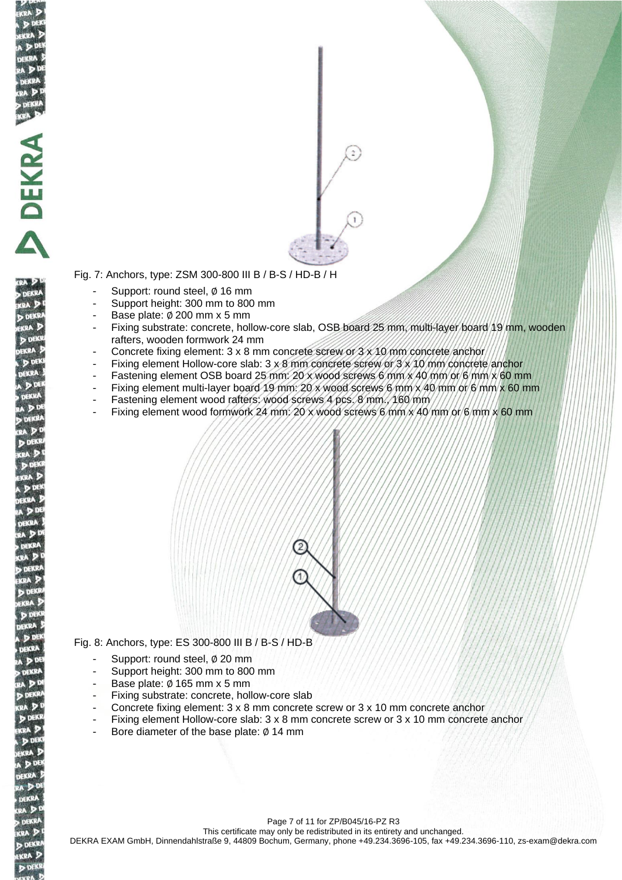Fig. 7: Anchors, type: ZSM 300-800 III B / B-S / HD-B / H

- Support: round steel, ø 16 mm
- Support height: 300 mm to 800 mm
- Base plate: ø 200 mm x 5 mm
- Fixing substrate: concrete, hollow-core slab, OSB board 25 mm, multi-layer board 19 mm, wooden rafters, wooden formwork 24 mm
- Concrete fixing element: 3 x 8 mm concrete screw or 3 x 10 mm concrete anchor
- Fixing element Hollow-core slab: 3 x 8 mm concrete screw or 3 x 10 mm concrete anchor
- Fastening element OSB board 25 mm: 20 x wood screws 6 mm x 40 mm or 6 mm x 60 mm
- Fixing element multi-layer board 19 mm: 20 x wood screws 6 mm x 40 mm or 6 mm x 60 mm
- Fastening element wood rafters: wood screws 4 pcs. 8 mm., 160 mm
- Fixing element wood formwork 24 mm: 20 x wood screws 6 mm x 40 mm or 6 mm x 60 mm

Fig. 8: Anchors, type: ES 300-800 III B / B-S / HD-B

- Support: round steel, ø 20 mm
- Support height: 300 mm to 800 mm
- Base plate: ø 165 mm x 5 mm
- Fixing substrate: concrete, hollow-core slab
- Concrete fixing element: 3 x 8 mm concrete screw or 3 x 10 mm concrete anchor
- Fixing element Hollow-core slab: 3 x 8 mm concrete screw or 3 x 10 mm concrete anchor
- Bore diameter of the base plate: ø 14 mm

This certificate may only be redistributed in its entirety and unchanged.
DEKRA EXAM GmbH, Dinnendahlstraße 9, 44809 Bochum, Germany, phone +49.234.3696-105, fax +49.234.3696-110, zs-exam@dekra.com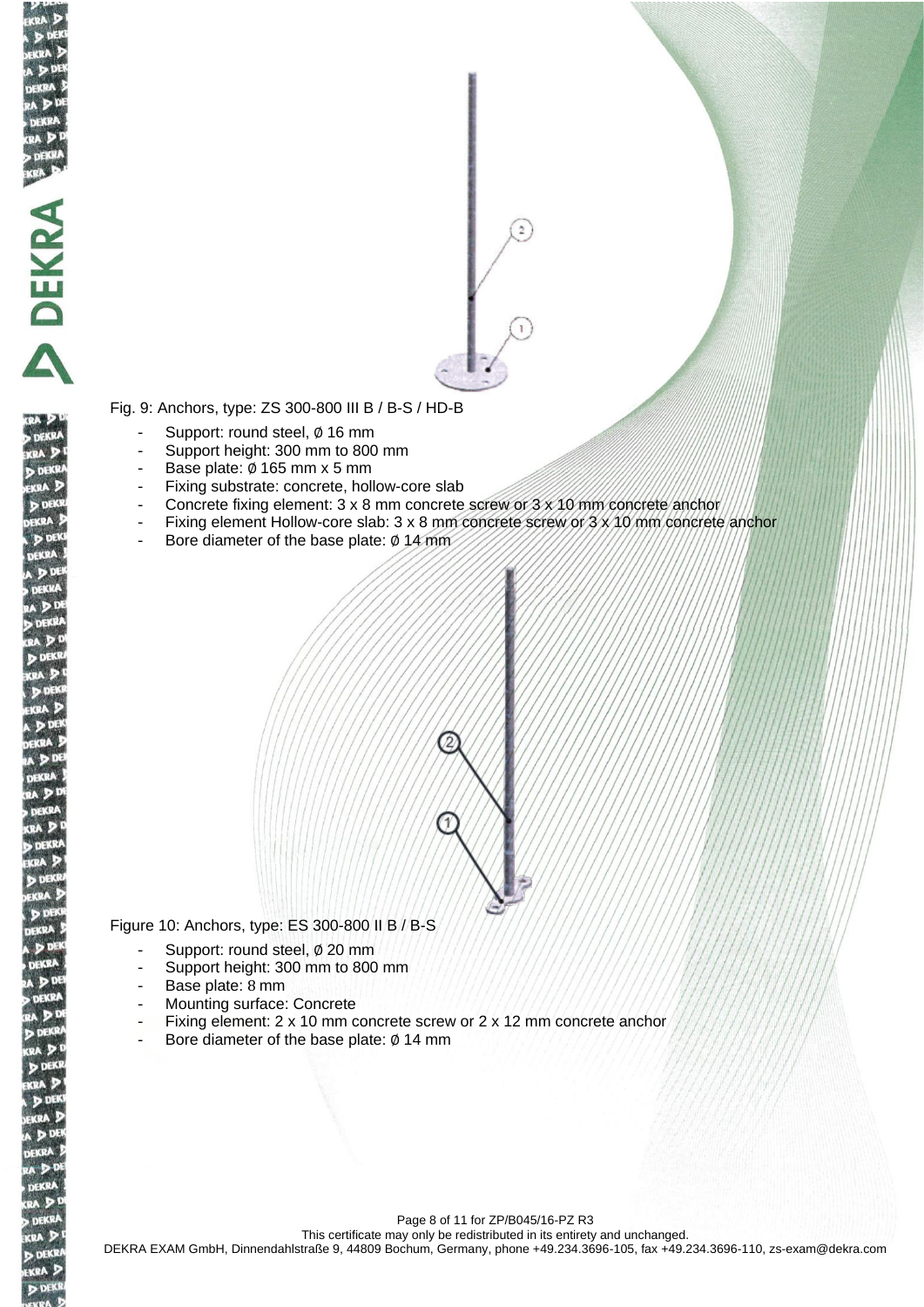Fig. 9: Anchors, type: ZS 300-800 III B / B-S / HD-B

- Support: round steel, ø 16 mm
- Support height: 300 mm to 800 mm
- Base plate: ø 165 mm x 5 mm
- Fixing substrate: concrete, hollow-core slab
- Concrete fixing element: 3 x 8 mm concrete screw or 3 x 10 mm concrete anchor
- Fixing element Hollow-core slab: 3 x 8 mm concrete screw or 3 x 10 mm concrete anchor
- Bore diameter of the base plate: ø 14 mm

Figure 10: Anchors, type: ES 300-800 II B / B-S

- Support: round steel, ø 20 mm
- Support height: 300 mm to 800 mm
- Base plate: 8 mm
- Mounting surface: Concrete
- Fixing element: 2 x 10 mm concrete screw or 2 x 12 mm concrete anchor
- Bore diameter of the base plate: ø 14 mm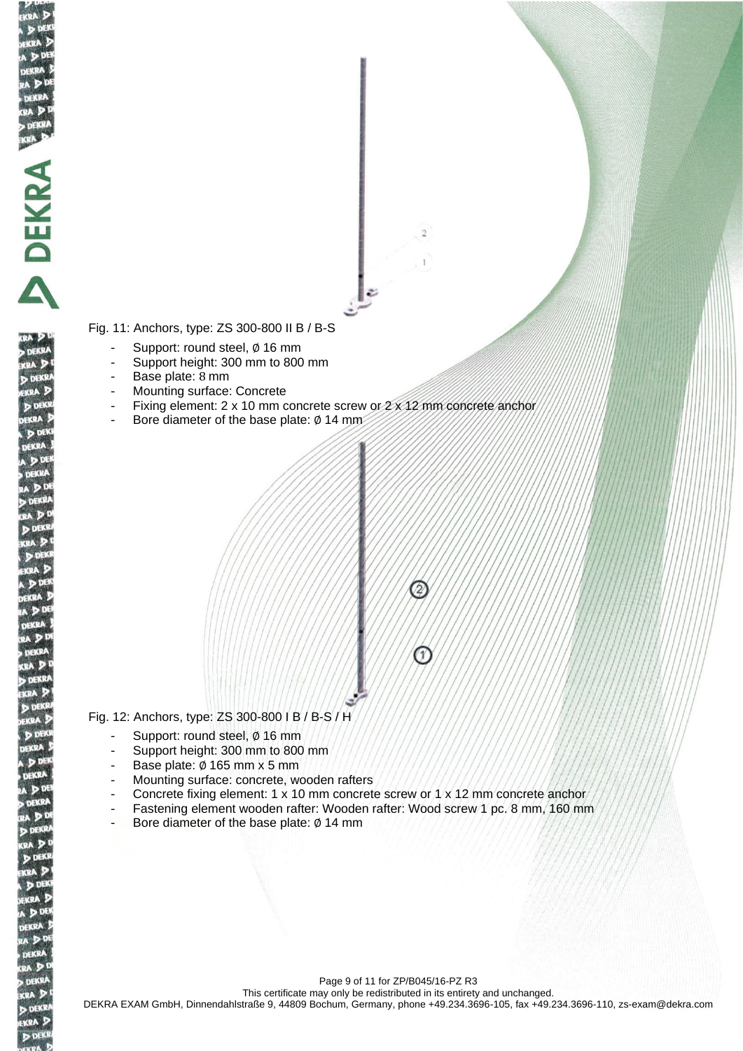Fig. 11: Anchors, type: ZS 300-800 II B / B-S

- Support: round steel, ø 16 mm
- Support height: 300 mm to 800 mm
- Base plate: 8 mm
- Mounting surface: Concrete
- Fixing element: 2 x 10 mm concrete screw or 2 x 12 mm concrete anchor
- Bore diameter of the base plate: ø 14 mm

Fig. 12: Anchors, type: ZS 300-800 I B / B-S / H

- Support: round steel, ø 16 mm
- Support height: 300 mm to 800 mm
- Base plate: ø 165 mm x 5 mm
- Mounting surface: concrete, wooden rafters
- Concrete fixing element: 1 x 10 mm concrete screw or 1 x 12 mm concrete anchor
- Fastening element wooden rafter: Wooden rafter: Wood screw 1 pc. 8 mm, 160 mm
- Bore diameter of the base plate: ø 14 mm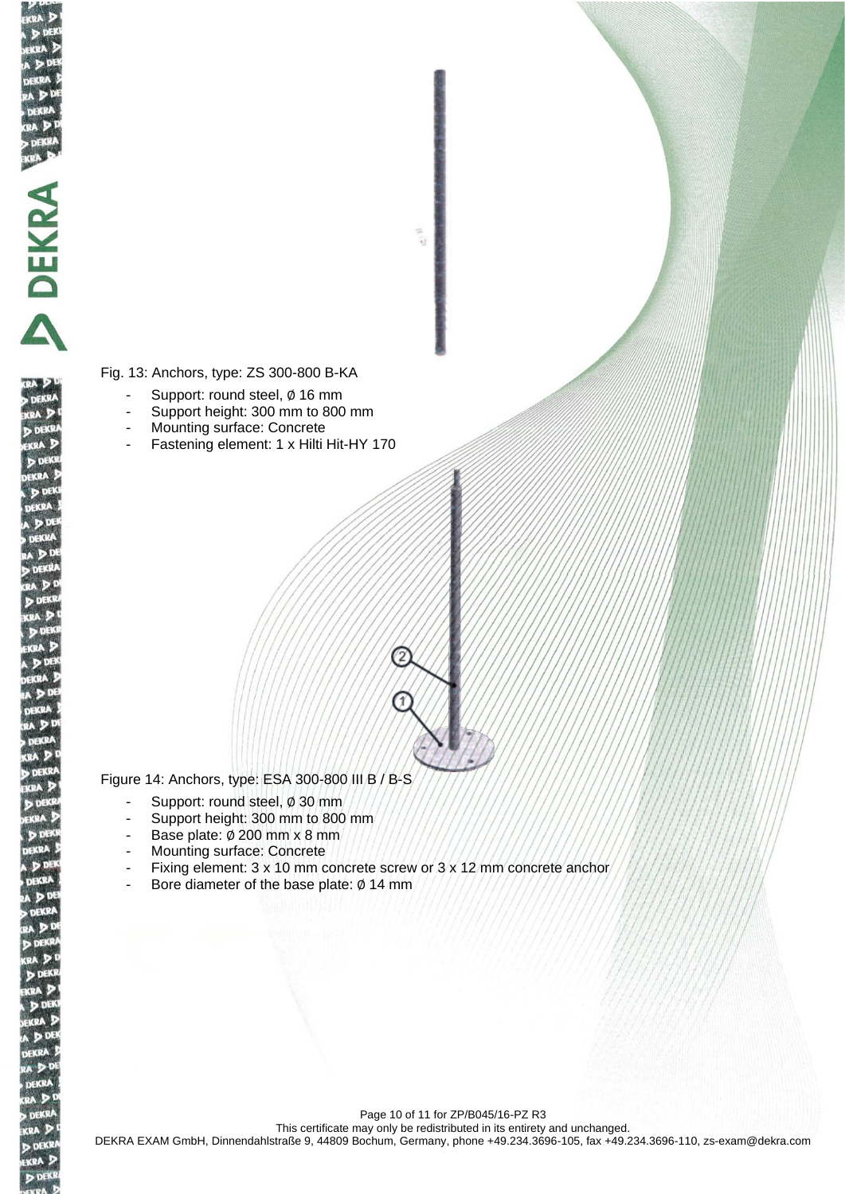Fig. 13: Anchors, type: ZS 300-800 B-KA

- Support: round steel, ø 16 mm
- Support height: 300 mm to 800 mm
- Mounting surface: Concrete
- Fastening element: 1 x Hilti Hit-HY 170

Figure 14: Anchors, type: ESA 300-800 III B / B-S

- Support: round steel, ø 30 mm
- Support height: 300 mm to 800 mm
- Base plate: ø 200 mm x 8 mm
- Mounting surface: Concrete
- Fixing element: 3 x 10 mm concrete screw or 3 x 12 mm concrete anchor
- Bore diameter of the base plate: ø 14 mm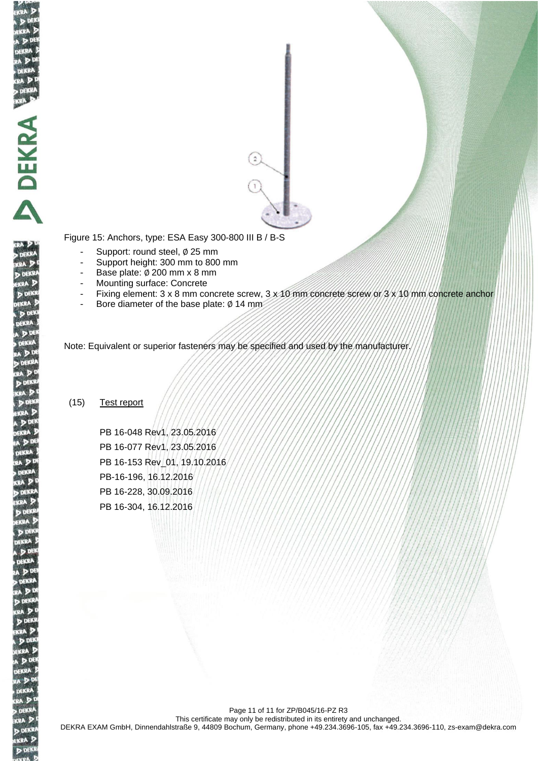Figure 15: Anchors, type: ESA Easy 300-800 III B / B-S

- Support: round steel, ø 25 mm
- Support height: 300 mm to 800 mm
- Base plate: ø 200 mm x 8 mm
- Mounting surface: Concrete
- Fixing element: 3 x 8 mm concrete screw, 3 x 10 mm concrete screw or 3 x 10 mm concrete anchor
- Bore diameter of the base plate: ø 14 mm

Note: Equivalent or superior fasteners may be specified and used by the manufacturer.

(15) Test report

PB 16-048 Rev1, 23.05.2016
PB 16-077 Rev1, 23.05.2016
PB 16-153 Rev_01, 19.10.2016
PB-16-196, 16.12.2016
PB 16-228, 30.09.2016
PB 16-304, 16.12.2016